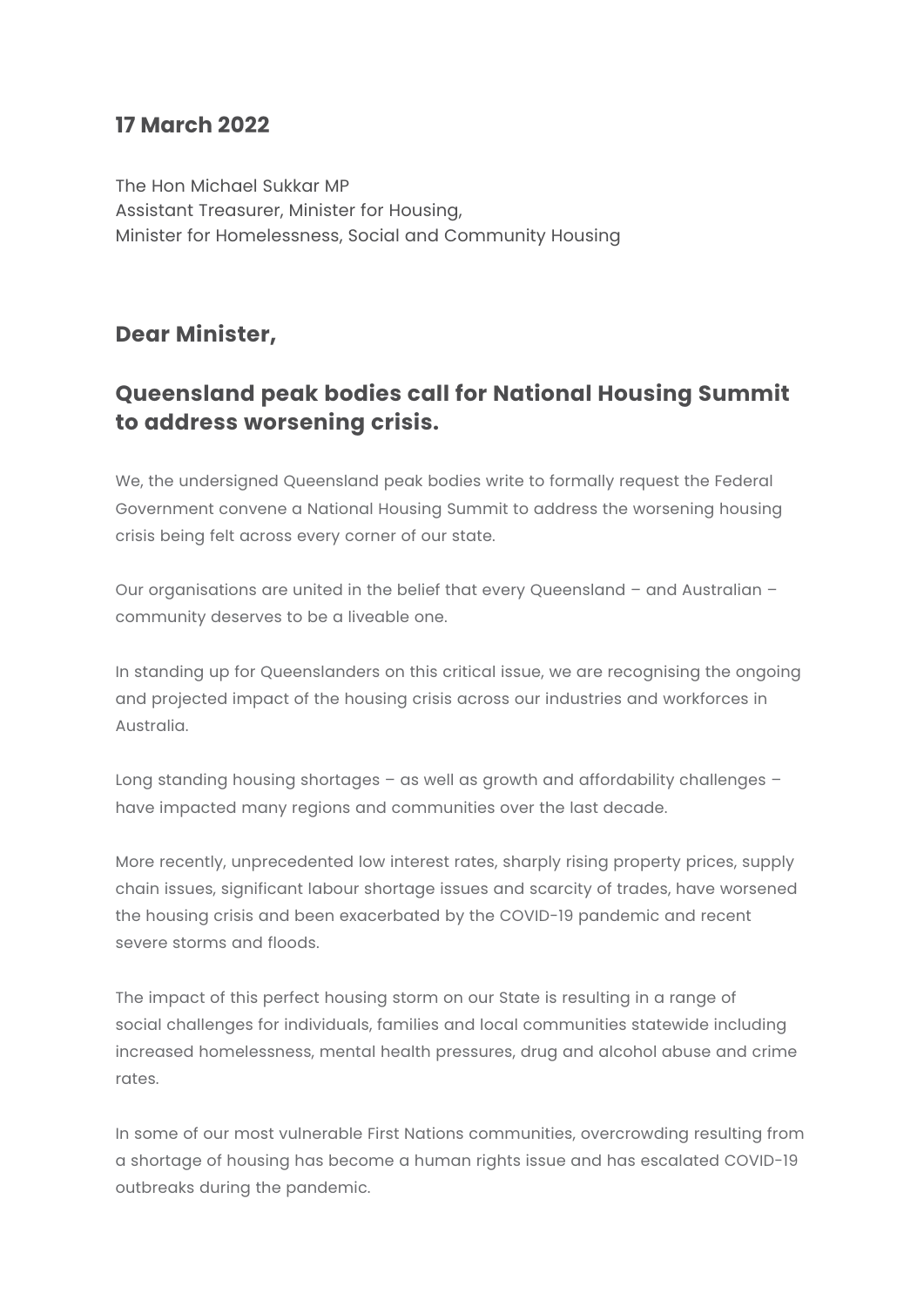**17 March 2022**

The Hon Michael Sukkar MP
Assistant Treasurer, Minister for Housing,
Minister for Homelessness, Social and Community Housing

**Dear Minister,**

## Queensland peak bodies call for National Housing Summit to address worsening crisis.

We, the undersigned Queensland peak bodies write to formally request the Federal Government convene a National Housing Summit to address the worsening housing crisis being felt across every corner of our state.

Our organisations are united in the belief that every Queensland – and Australian – community deserves to be a liveable one.

In standing up for Queenslanders on this critical issue, we are recognising the ongoing and projected impact of the housing crisis across our industries and workforces in Australia.

Long standing housing shortages – as well as growth and affordability challenges – have impacted many regions and communities over the last decade.

More recently, unprecedented low interest rates, sharply rising property prices, supply chain issues, significant labour shortage issues and scarcity of trades, have worsened the housing crisis and been exacerbated by the COVID-19 pandemic and recent severe storms and floods.

The impact of this perfect housing storm on our State is resulting in a range of social challenges for individuals, families and local communities statewide including increased homelessness, mental health pressures, drug and alcohol abuse and crime rates.

In some of our most vulnerable First Nations communities, overcrowding resulting from a shortage of housing has become a human rights issue and has escalated COVID-19 outbreaks during the pandemic.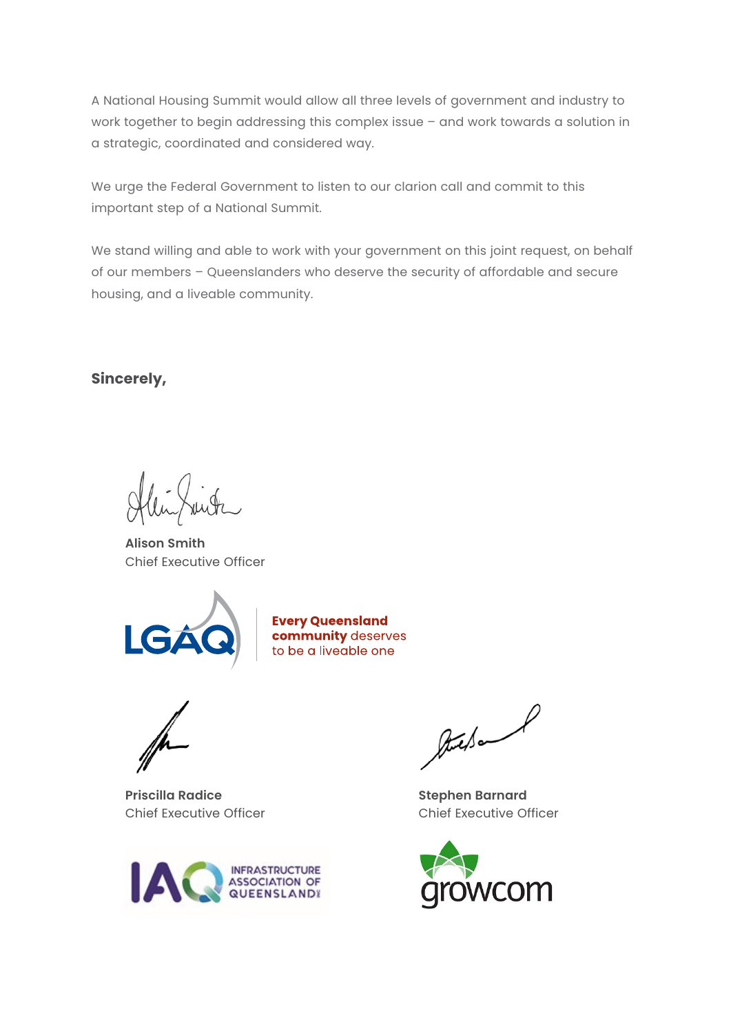A National Housing Summit would allow all three levels of government and industry to work together to begin addressing this complex issue – and work towards a solution in a strategic, coordinated and considered way.

We urge the Federal Government to listen to our clarion call and commit to this important step of a National Summit.

We stand willing and able to work with your government on this joint request, on behalf of our members – Queenslanders who deserve the security of affordable and secure housing, and a liveable community.

**Sincerely,**

**Alison Smith**
Chief Executive Officer

LGAQ — **Every Queensland community** deserves to be a liveable one

**Priscilla Radice**
Chief Executive Officer

IAQ — Infrastructure Association of Queensland

**Stephen Barnard**
Chief Executive Officer

growcom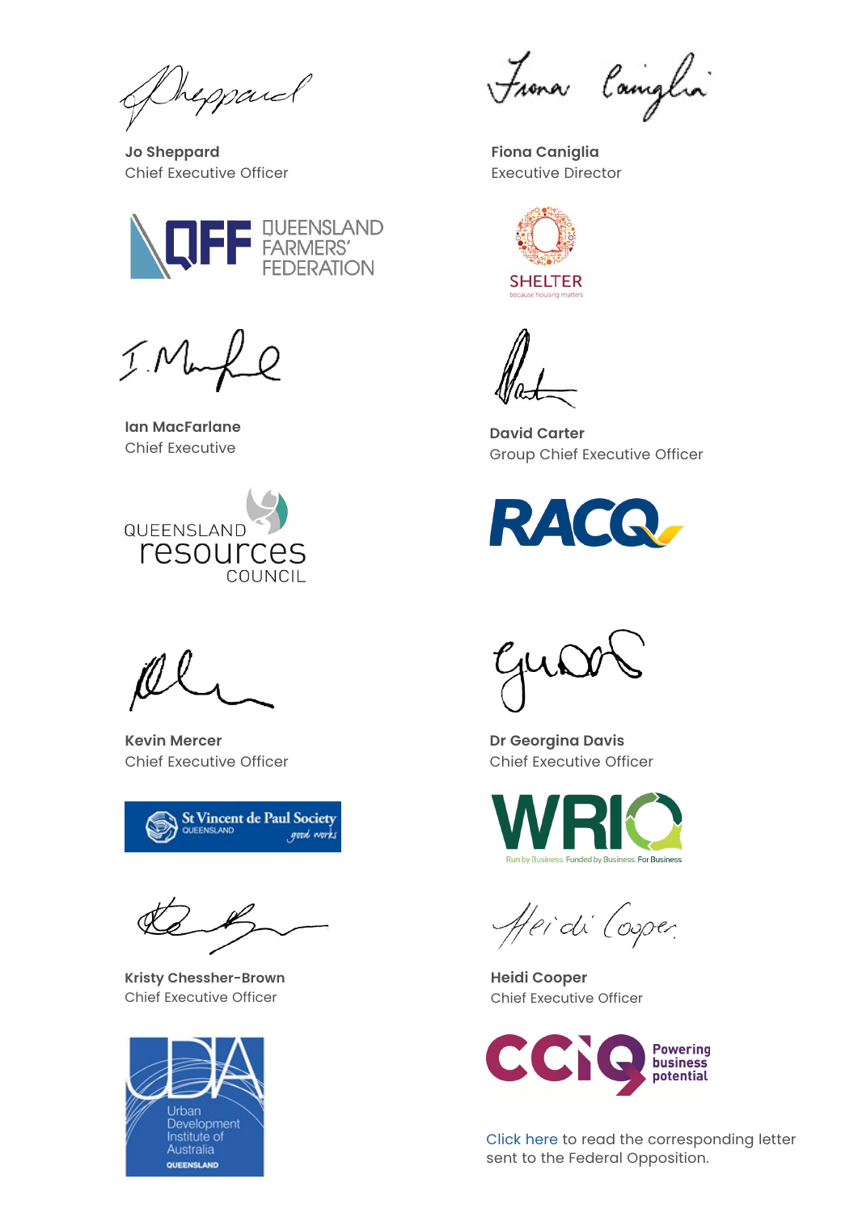**Jo Sheppard**
Chief Executive Officer

QUEENSLAND FARMERS' FEDERATION

**Fiona Caniglia**
Executive Director

SHELTER
because housing matters

**Ian MacFarlane**
Chief Executive

QUEENSLAND resources COUNCIL

**David Carter**
Group Chief Executive Officer

RACQ

**Kevin Mercer**
Chief Executive Officer

St Vincent de Paul Society QUEENSLAND good works

**Dr Georgina Davis**
Chief Executive Officer

WRIQ
Run by Business. Funded by Business. For Business

**Kristy Chessher-Brown**
Chief Executive Officer

UDIA Urban Development Institute of Australia QUEENSLAND

**Heidi Cooper**
Chief Executive Officer

CCIQ Powering business potential

Click here to read the corresponding letter sent to the Federal Opposition.